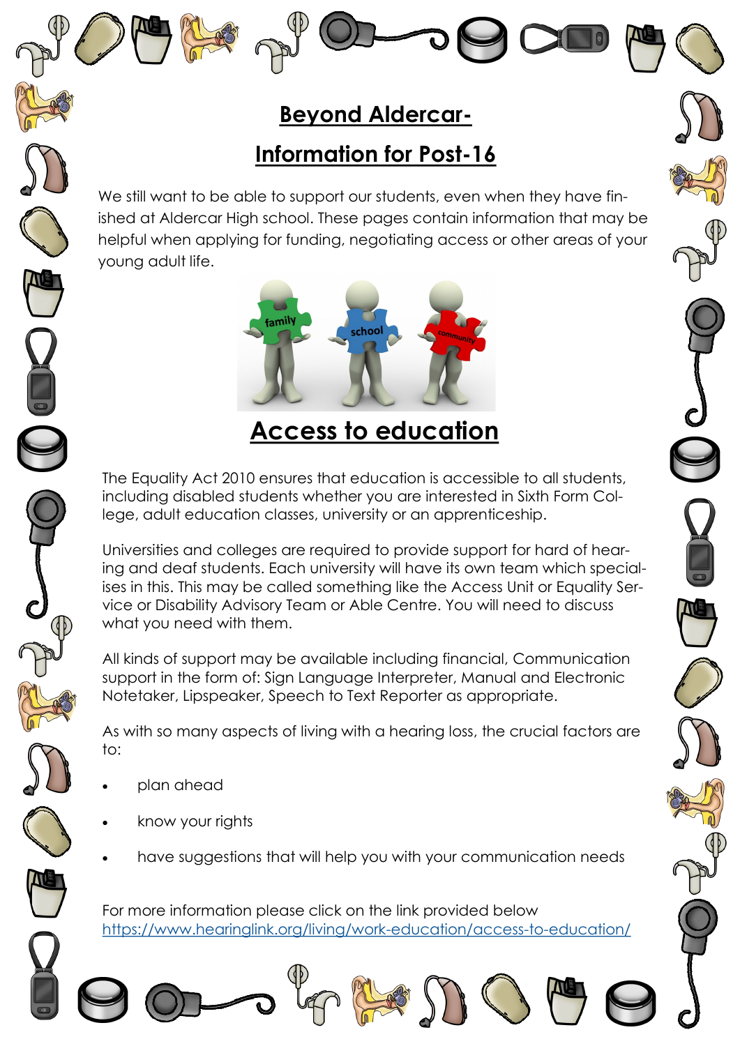# Beyond Aldercar-

# Information for Post-16

We still want to be able to support our students, even when they have finished at Aldercar High school. These pages contain information that may be helpful when applying for funding, negotiating access or other areas of your young adult life.

## Access to education

The Equality Act 2010 ensures that education is accessible to all students, including disabled students whether you are interested in Sixth Form College, adult education classes, university or an apprenticeship.

Universities and colleges are required to provide support for hard of hearing and deaf students. Each university will have its own team which specialises in this. This may be called something like the Access Unit or Equality Service or Disability Advisory Team or Able Centre. You will need to discuss what you need with them.

All kinds of support may be available including financial, Communication support in the form of: Sign Language Interpreter, Manual and Electronic Notetaker, Lipspeaker, Speech to Text Reporter as appropriate.

As with so many aspects of living with a hearing loss, the crucial factors are to:

- plan ahead
- know your rights
- have suggestions that will help you with your communication needs

For more information please click on the link provided below
https://www.hearinglink.org/living/work-education/access-to-education/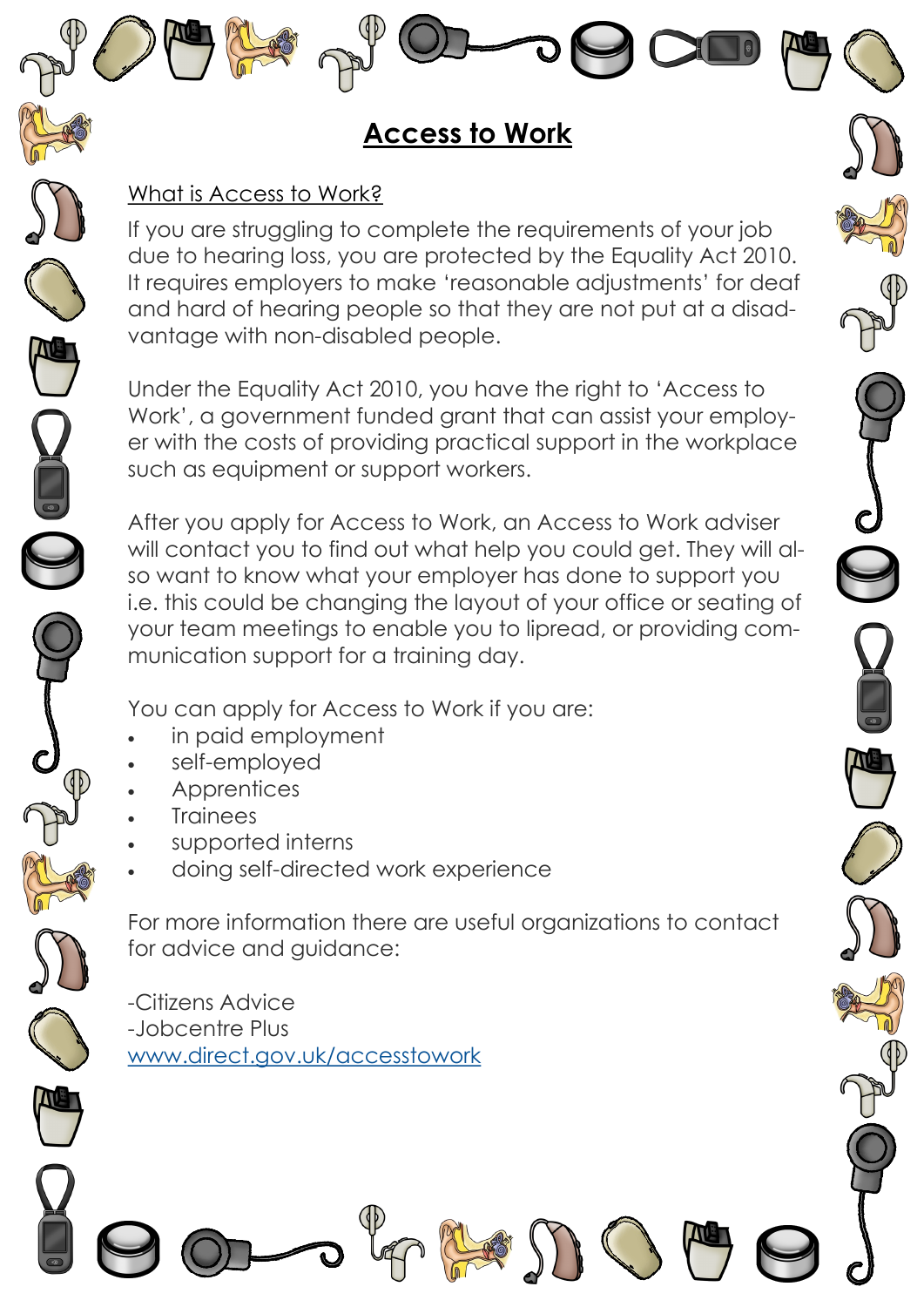# Access to Work

## What is Access to Work?

If you are struggling to complete the requirements of your job due to hearing loss, you are protected by the Equality Act 2010. It requires employers to make 'reasonable adjustments' for deaf and hard of hearing people so that they are not put at a disadvantage with non-disabled people.

Under the Equality Act 2010, you have the right to 'Access to Work', a government funded grant that can assist your employer with the costs of providing practical support in the workplace such as equipment or support workers.

After you apply for Access to Work, an Access to Work adviser will contact you to find out what help you could get. They will also want to know what your employer has done to support you i.e. this could be changing the layout of your office or seating of your team meetings to enable you to lipread, or providing communication support for a training day.

You can apply for Access to Work if you are:

- in paid employment
- self-employed
- Apprentices
- Trainees
- supported interns
- doing self-directed work experience

For more information there are useful organizations to contact for advice and guidance:

-Citizens Advice
-Jobcentre Plus
www.direct.gov.uk/accesstowork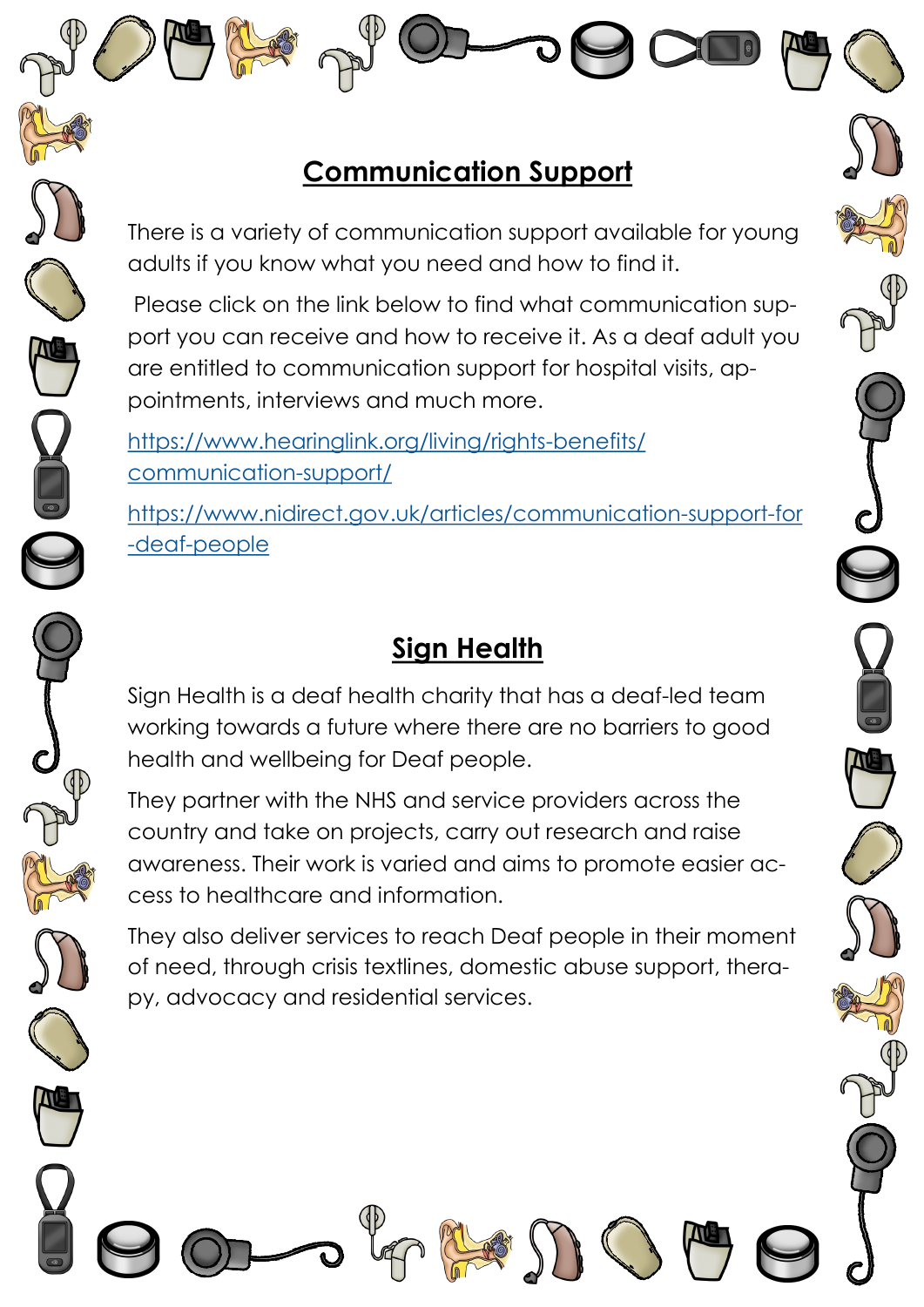## Communication Support

There is a variety of communication support available for young adults if you know what you need and how to find it.

Please click on the link below to find what communication support you can receive and how to receive it. As a deaf adult you are entitled to communication support for hospital visits, appointments, interviews and much more.

https://www.hearinglink.org/living/rights-benefits/communication-support/

https://www.nidirect.gov.uk/articles/communication-support-for-deaf-people

## Sign Health

Sign Health is a deaf health charity that has a deaf-led team working towards a future where there are no barriers to good health and wellbeing for Deaf people.

They partner with the NHS and service providers across the country and take on projects, carry out research and raise awareness. Their work is varied and aims to promote easier access to healthcare and information.

They also deliver services to reach Deaf people in their moment of need, through crisis textlines, domestic abuse support, therapy, advocacy and residential services.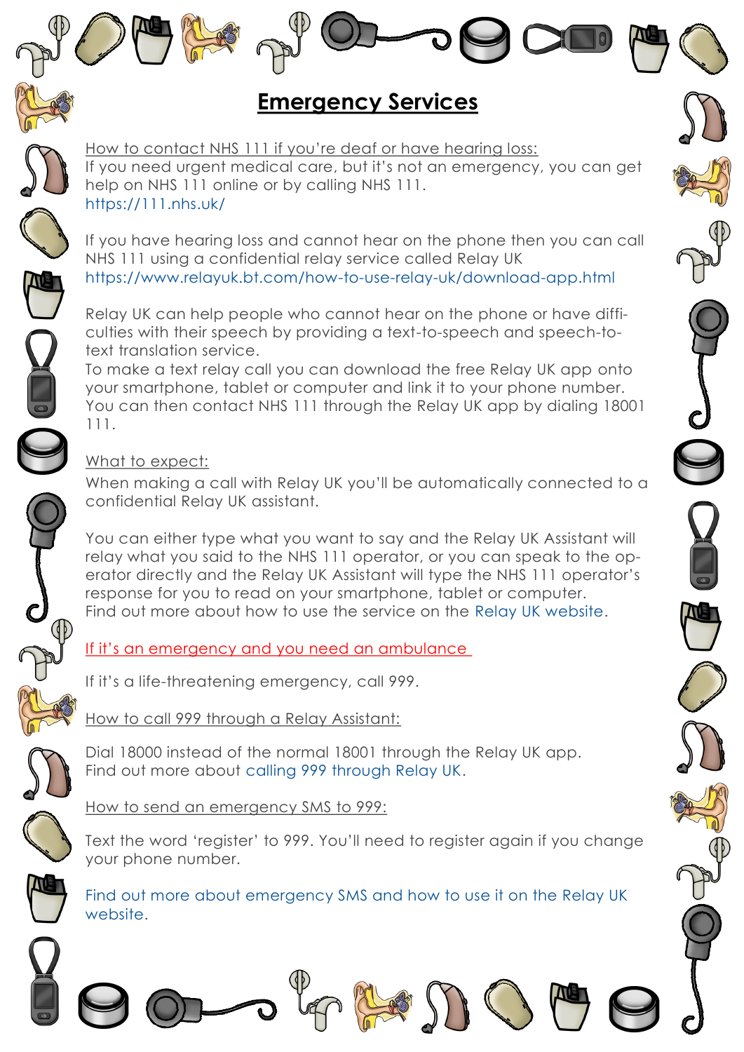# Emergency Services

How to contact NHS 111 if you're deaf or have hearing loss:

If you need urgent medical care, but it's not an emergency, you can get help on NHS 111 online or by calling NHS 111.
https://111.nhs.uk/

If you have hearing loss and cannot hear on the phone then you can call NHS 111 using a confidential relay service called Relay UK
https://www.relayuk.bt.com/how-to-use-relay-uk/download-app.html

Relay UK can help people who cannot hear on the phone or have difficulties with their speech by providing a text-to-speech and speech-to-text translation service.
To make a text relay call you can download the free Relay UK app onto your smartphone, tablet or computer and link it to your phone number. You can then contact NHS 111 through the Relay UK app by dialing 18001 111.

What to expect:

When making a call with Relay UK you'll be automatically connected to a confidential Relay UK assistant.

You can either type what you want to say and the Relay UK Assistant will relay what you said to the NHS 111 operator, or you can speak to the operator directly and the Relay UK Assistant will type the NHS 111 operator's response for you to read on your smartphone, tablet or computer.
Find out more about how to use the service on the Relay UK website.

If it's an emergency and you need an ambulance

If it's a life-threatening emergency, call 999.

How to call 999 through a Relay Assistant:

Dial 18000 instead of the normal 18001 through the Relay UK app.
Find out more about calling 999 through Relay UK.

How to send an emergency SMS to 999:

Text the word 'register' to 999. You'll need to register again if you change your phone number.

Find out more about emergency SMS and how to use it on the Relay UK website.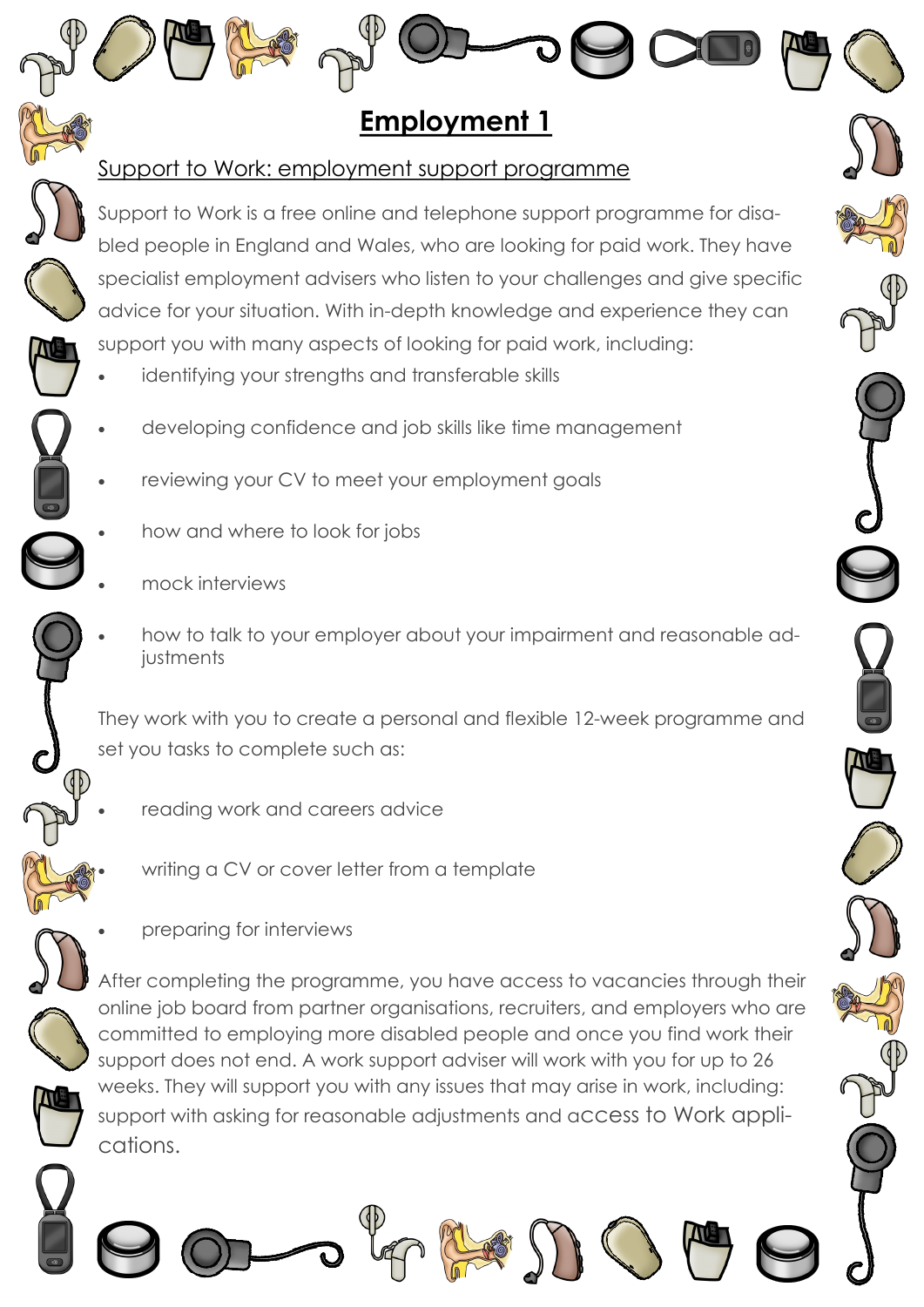# Employment 1

## Support to Work: employment support programme

Support to Work is a free online and telephone support programme for disabled people in England and Wales, who are looking for paid work. They have specialist employment advisers who listen to your challenges and give specific advice for your situation. With in-depth knowledge and experience they can support you with many aspects of looking for paid work, including:

- identifying your strengths and transferable skills
- developing confidence and job skills like time management
- reviewing your CV to meet your employment goals
- how and where to look for jobs
- mock interviews
- how to talk to your employer about your impairment and reasonable adjustments

They work with you to create a personal and flexible 12-week programme and set you tasks to complete such as:

- reading work and careers advice
- writing a CV or cover letter from a template
- preparing for interviews

After completing the programme, you have access to vacancies through their online job board from partner organisations, recruiters, and employers who are committed to employing more disabled people and once you find work their support does not end. A work support adviser will work with you for up to 26 weeks. They will support you with any issues that may arise in work, including: support with asking for reasonable adjustments and access to Work applications.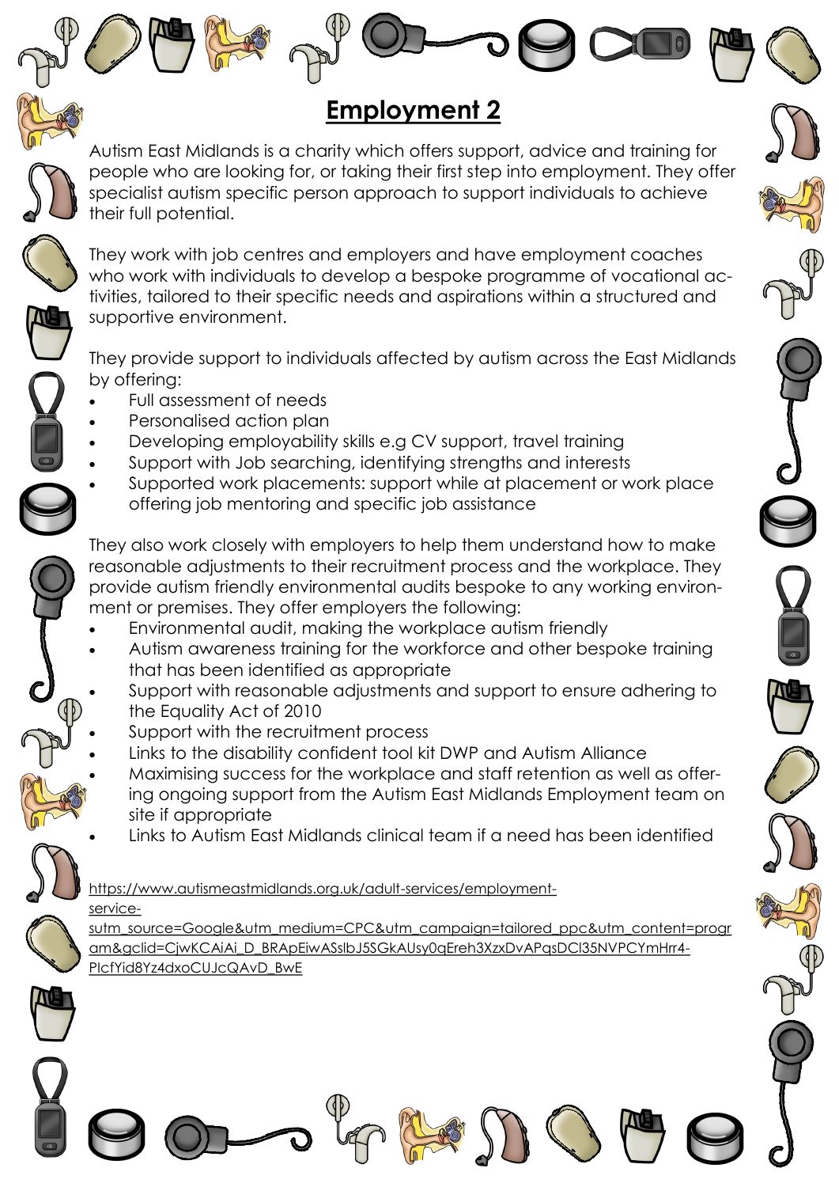# Employment 2

Autism East Midlands is a charity which offers support, advice and training for people who are looking for, or taking their first step into employment. They offer specialist autism specific person approach to support individuals to achieve their full potential.

They work with job centres and employers and have employment coaches who work with individuals to develop a bespoke programme of vocational activities, tailored to their specific needs and aspirations within a structured and supportive environment.

They provide support to individuals affected by autism across the East Midlands by offering:

- Full assessment of needs
- Personalised action plan
- Developing employability skills e.g CV support, travel training
- Support with Job searching, identifying strengths and interests
- Supported work placements: support while at placement or work place offering job mentoring and specific job assistance

They also work closely with employers to help them understand how to make reasonable adjustments to their recruitment process and the workplace. They provide autism friendly environmental audits bespoke to any working environment or premises. They offer employers the following:

- Environmental audit, making the workplace autism friendly
- Autism awareness training for the workforce and other bespoke training that has been identified as appropriate
- Support with reasonable adjustments and support to ensure adhering to the Equality Act of 2010
- Support with the recruitment process
- Links to the disability confident tool kit DWP and Autism Alliance
- Maximising success for the workplace and staff retention as well as offering ongoing support from the Autism East Midlands Employment team on site if appropriate
- Links to Autism East Midlands clinical team if a need has been identified

https://www.autismeastmidlands.org.uk/adult-services/employment-service-sutm_source=Google&utm_medium=CPC&utm_campaign=tailored_ppc&utm_content=program&gclid=CjwKCAiAi_D_BRApEiwASslbJ5SGkAUsy0qEreh3XzxDvAPqsDCl35NVPCYmHrr4-PlcfYid8Yz4dxoCUJcQAvD_BwE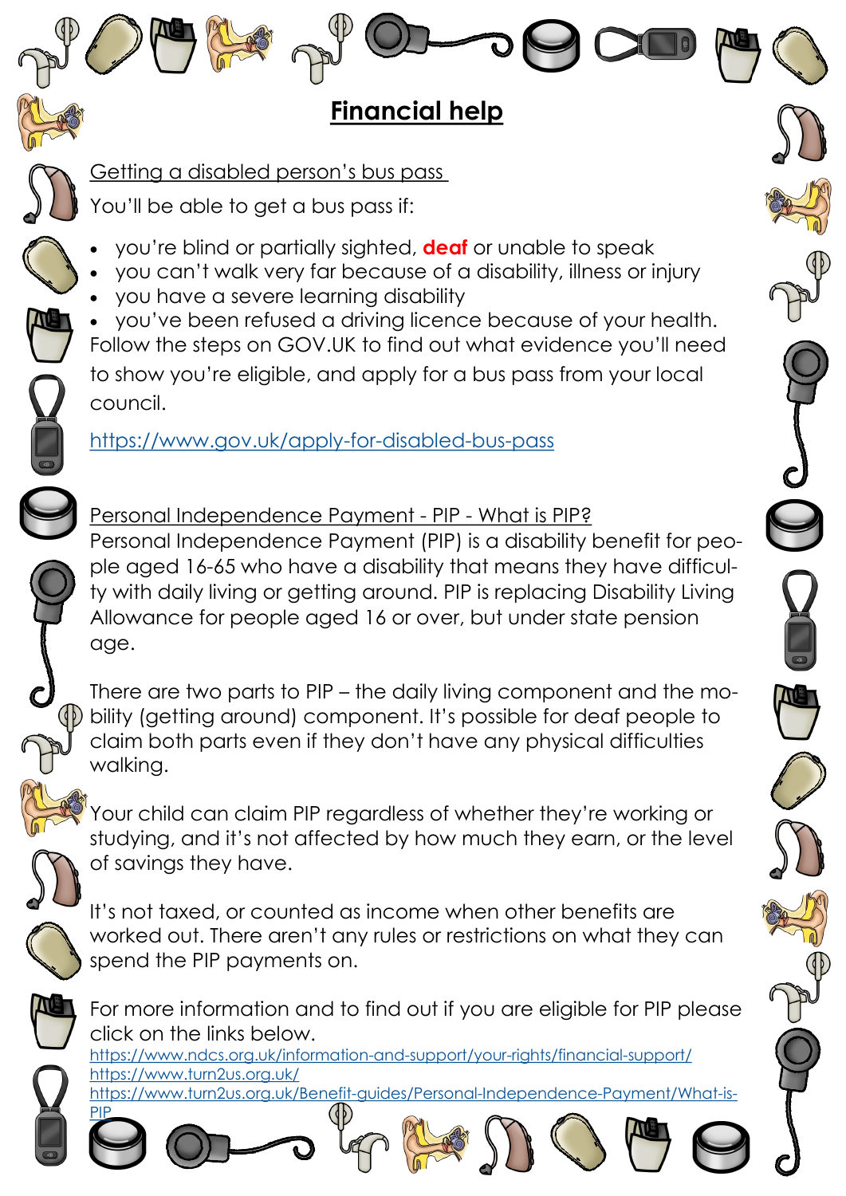# Financial help

## Getting a disabled person's bus pass

You'll be able to get a bus pass if:

- you're blind or partially sighted, **deaf** or unable to speak
- you can't walk very far because of a disability, illness or injury
- you have a severe learning disability
- you've been refused a driving licence because of your health.

Follow the steps on GOV.UK to find out what evidence you'll need to show you're eligible, and apply for a bus pass from your local council.

https://www.gov.uk/apply-for-disabled-bus-pass

## Personal Independence Payment - PIP - What is PIP?

Personal Independence Payment (PIP) is a disability benefit for people aged 16-65 who have a disability that means they have difficulty with daily living or getting around. PIP is replacing Disability Living Allowance for people aged 16 or over, but under state pension age.

There are two parts to PIP – the daily living component and the mobility (getting around) component. It's possible for deaf people to claim both parts even if they don't have any physical difficulties walking.

Your child can claim PIP regardless of whether they're working or studying, and it's not affected by how much they earn, or the level of savings they have.

It's not taxed, or counted as income when other benefits are worked out. There aren't any rules or restrictions on what they can spend the PIP payments on.

For more information and to find out if you are eligible for PIP please click on the links below.

https://www.ndcs.org.uk/information-and-support/your-rights/financial-support/
https://www.turn2us.org.uk/
https://www.turn2us.org.uk/Benefit-guides/Personal-Independence-Payment/What-is-PIP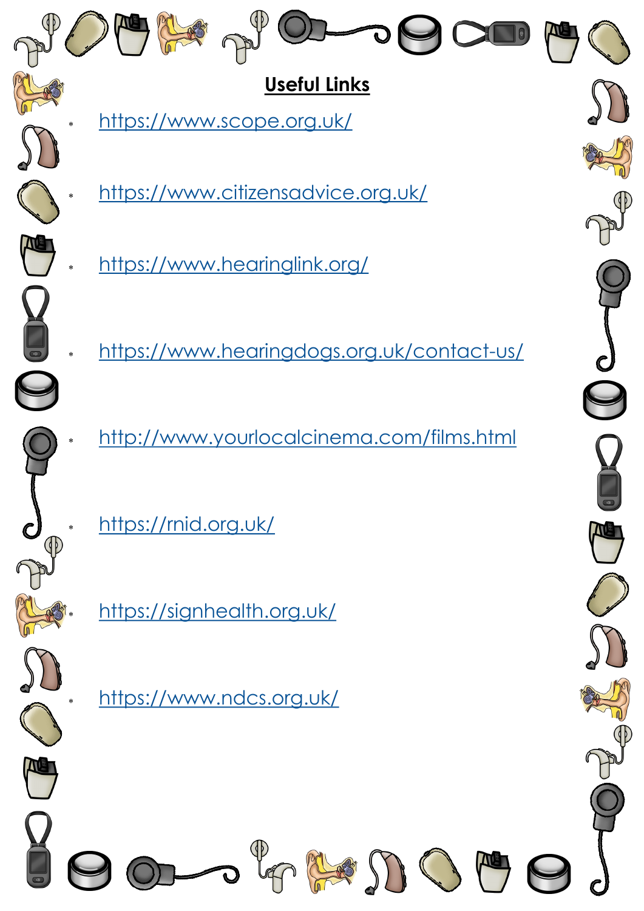## Useful Links

- https://www.scope.org.uk/
- https://www.citizensadvice.org.uk/
- https://www.hearinglink.org/
- https://www.hearingdogs.org.uk/contact-us/
- http://www.yourlocalcinema.com/films.html
- https://rnid.org.uk/
- https://signhealth.org.uk/
- https://www.ndcs.org.uk/